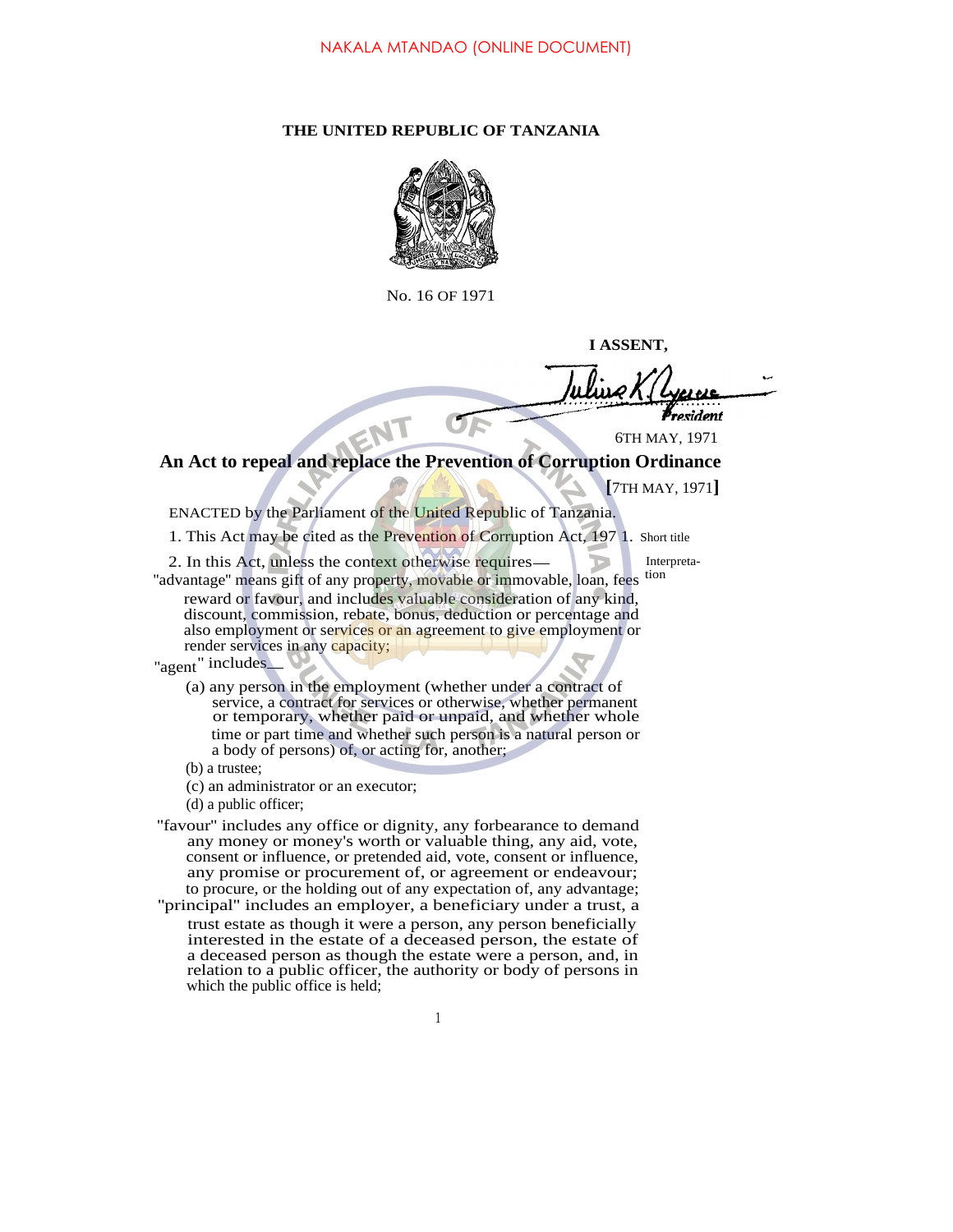NAKALA MTANDAO (ONLINE DOCUMENT)

**THE UNITED REPUBLIC OF TANZANIA**

No. 16 OF 1971

**I ASSENT,**

*President*

6TH MAY, 1971

## An Act to repeal and replace the Prevention of Corruption Ordinance

**[**7TH MAY, 1971**]**

ENACTED by the Parliament of the United Republic of Tanzania.

Short title

1. This Act may be cited as the Prevention of Corruption Act, 197 1.

Interpretation

2. In this Act, unless the context otherwise requires—

"advantage" means gift of any property, movable or immovable, loan, fees reward or favour, and includes valuable consideration of any kind, discount, commission, rebate, bonus, deduction or percentage and also employment or services or an agreement to give employment or render services in any capacity;

"agent" includes—

(a) any person in the employment (whether under a contract of service, a contract for services or otherwise, whether permanent or temporary, whether paid or unpaid, and whether whole time or part time and whether such person is a natural person or a body of persons) of, or acting for, another;

(b) a trustee;

(c) an administrator or an executor;

(d) a public officer;

"favour" includes any office or dignity, any forbearance to demand any money or money's worth or valuable thing, any aid, vote, consent or influence, or pretended aid, vote, consent or influence, any promise or procurement of, or agreement or endeavour; to procure, or the holding out of any expectation of, any advantage;

"principal" includes an employer, a beneficiary under a trust, a trust estate as though it were a person, any person beneficially interested in the estate of a deceased person, the estate of a deceased person as though the estate were a person, and, in relation to a public officer, the authority or body of persons in which the public office is held;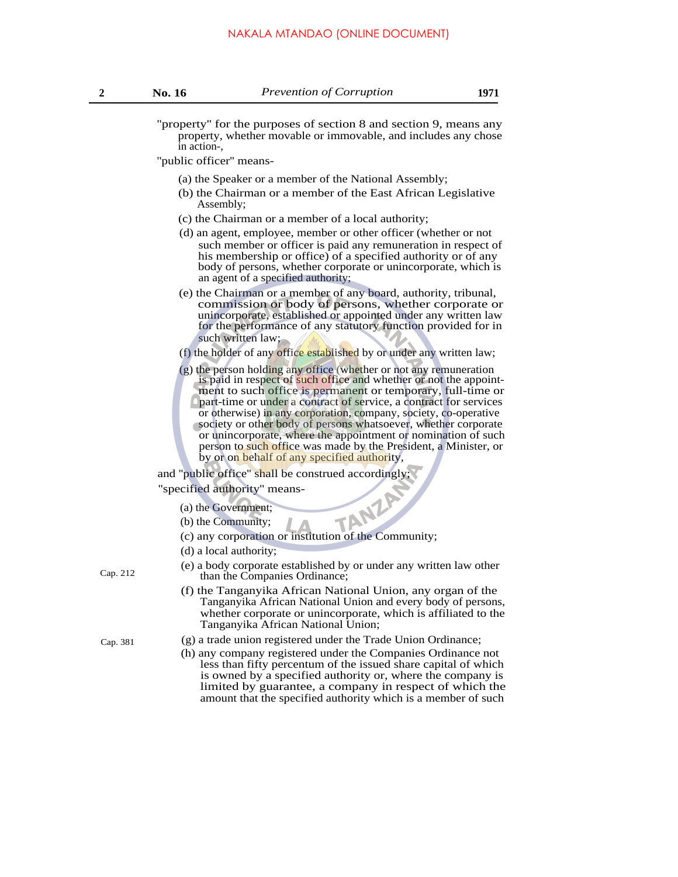"property" for the purposes of section 8 and section 9, means any property, whether movable or immovable, and includes any chose in action-,

"public officer" means-

(a) the Speaker or a member of the National Assembly;

(b) the Chairman or a member of the East African Legislative Assembly;

(c) the Chairman or a member of a local authority;

(d) an agent, employee, member or other officer (whether or not such member or officer is paid any remuneration in respect of his membership or office) of a specified authority or of any body of persons, whether corporate or unincorporate, which is an agent of a specified authority;

(e) the Chairman or a member of any board, authority, tribunal, commission or body of persons, whether corporate or unincorporate, established or appointed under any written law for the performance of any statutory function provided for in such written law;

(f) the holder of any office established by or under any written law;

(g) the person holding any office (whether or not any remuneration is paid in respect of such office and whether or not the appointment to such office is permanent or temporary, full-time or part-time or under a contract of service, a contract for services or otherwise) in any corporation, company, society, co-operative society or other body of persons whatsoever, whether corporate or unincorporate, where the appointment or nomination of such person to such office was made by the President, a Minister, or by or on behalf of any specified authority,

and "public office" shall be construed accordingly;

"specified authority" means-

(a) the Government;

(b) the Community;

(c) any corporation or institution of the Community;

(d) a local authority;

Cap. 212

(e) a body corporate established by or under any written law other than the Companies Ordinance;

(f) the Tanganyika African National Union, any organ of the Tanganyika African National Union and every body of persons, whether corporate or unincorporate, which is affiliated to the Tanganyika African National Union;

Cap. 381

(g) a trade union registered under the Trade Union Ordinance;

(h) any company registered under the Companies Ordinance not less than fifty percentum of the issued share capital of which is owned by a specified authority or, where the company is limited by guarantee, a company in respect of which the amount that the specified authority which is a member of such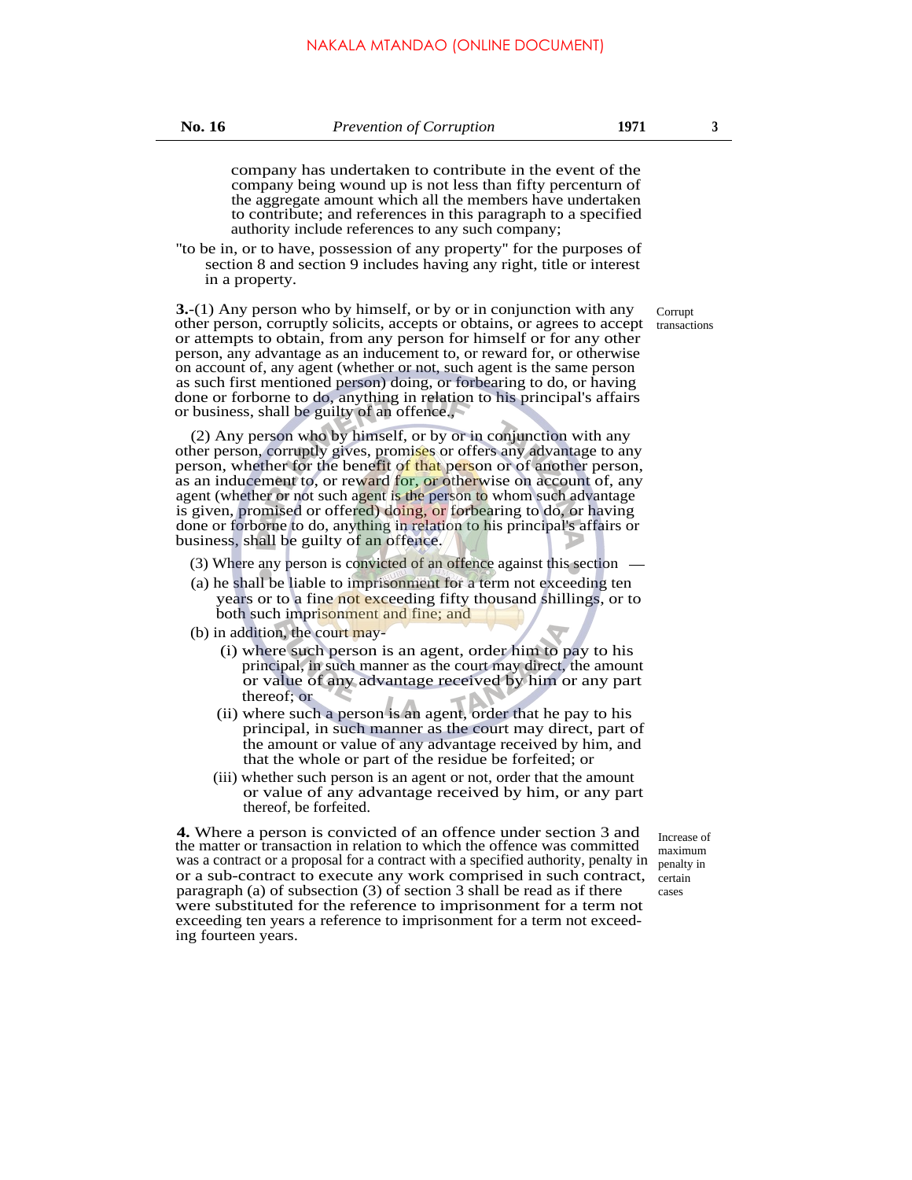company has undertaken to contribute in the event of the company being wound up is not less than fifty percentum of the aggregate amount which all the members have undertaken to contribute; and references in this paragraph to a specified authority include references to any such company;

"to be in, or to have, possession of any property" for the purposes of section 8 and section 9 includes having any right, title or interest in a property.

*Corrupt transactions*

**3.**-(1) Any person who by himself, or by or in conjunction with any other person, corruptly solicits, accepts or obtains, or agrees to accept or attempts to obtain, from any person for himself or for any other person, any advantage as an inducement to, or reward for, or otherwise on account of, any agent (whether or not, such agent is the same person as such first mentioned person) doing, or forbearing to do, or having done or forborne to do, anything in relation to his principal's affairs or business, shall be guilty of an offence.

(2) Any person who by himself, or by or in conjunction with any other person, corruptly gives, promises or offers any advantage to any person, whether for the benefit of that person or of another person, as an inducement to, or reward for, or otherwise on account of, any agent (whether or not such agent is the person to whom such advantage is given, promised or offered) doing, or forbearing to do, or having done or forborne to do, anything in relation to his principal's affairs or business, shall be guilty of an offence.

(3) Where any person is convicted of an offence against this section —

(a) he shall be liable to imprisonment for a term not exceeding ten years or to a fine not exceeding fifty thousand shillings, or to both such imprisonment and fine; and

(b) in addition, the court may-

(i) where such person is an agent, order him to pay to his principal, in such manner as the court may direct, the amount or value of any advantage received by him or any part thereof; or

(ii) where such a person is an agent, order that he pay to his principal, in such manner as the court may direct, part of the amount or value of any advantage received by him, and that the whole or part of the residue be forfeited; or

(iii) whether such person is an agent or not, order that the amount or value of any advantage received by him, or any part thereof, be forfeited.

*Increase of maximum penalty in certain cases*

**4.** Where a person is convicted of an offence under section 3 and the matter or transaction in relation to which the offence was committed was a contract or a proposal for a contract with a specified authority, or a sub-contract to execute any work comprised in such contract, paragraph (a) of subsection (3) of section 3 shall be read as if there were substituted for the reference to imprisonment for a term not exceeding ten years a reference to imprisonment for a term not exceeding fourteen years.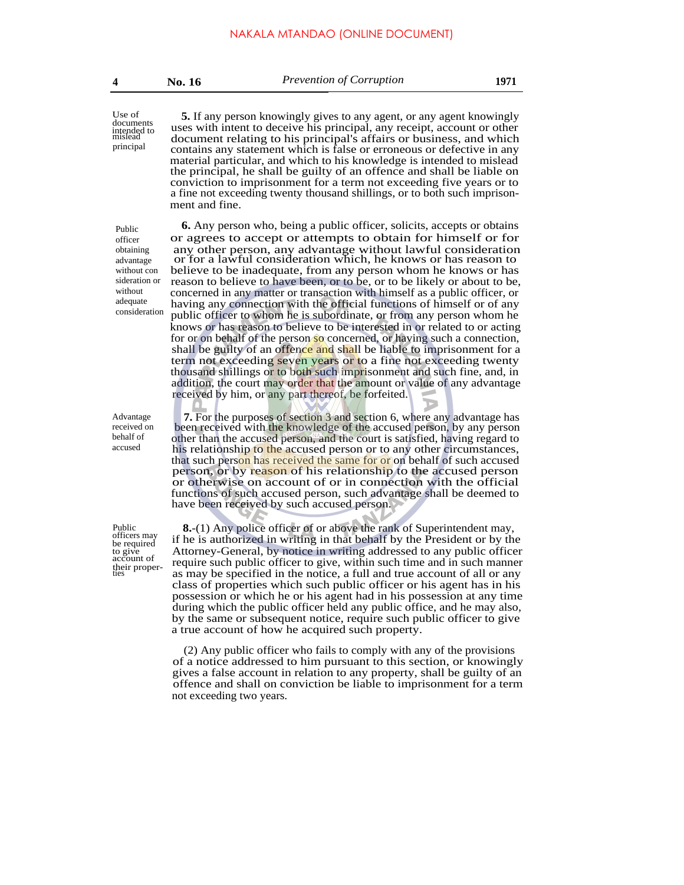*Use of documents intended to mislead principal*

**5.** If any person knowingly gives to any agent, or any agent knowingly uses with intent to deceive his principal, any receipt, account or other document relating to his principal's affairs or business, and which contains any statement which is false or erroneous or defective in any material particular, and which to his knowledge is intended to mislead the principal, he shall be guilty of an offence and shall be liable on conviction to imprisonment for a term not exceeding five years or to a fine not exceeding twenty thousand shillings, or to both such imprisonment and fine.

*Public officer obtaining advantage without consideration or without adequate consideration*

**6.** Any person who, being a public officer, solicits, accepts or obtains or agrees to accept or attempts to obtain for himself or for any other person, any advantage without lawful consideration or for a lawful consideration which, he knows or has reason to believe to be inadequate, from any person whom he knows or has reason to believe to have been, or to be, or to be likely or about to be, concerned in any matter or transaction with himself as a public officer, or having any connection with the official functions of himself or of any public officer to whom he is subordinate, or from any person whom he knows or has reason to believe to be interested in or related to or acting for or on behalf of the person so concerned, or having such a connection, shall be guilty of an offence and shall be liable to imprisonment for a term not exceeding seven years or to a fine not exceeding twenty thousand shillings or to both such imprisonment and such fine, and, in addition, the court may order that the amount or value of any advantage received by him, or any part thereof, be forfeited.

*Advantage received on behalf of accused*

**7.** For the purposes of section 3 and section 6, where any advantage has been received with the knowledge of the accused person, by any person other than the accused person, and the court is satisfied, having regard to his relationship to the accused person or to any other circumstances, that such person has received the same for or on behalf of such accused person, or by reason of his relationship to the accused person or otherwise on account of or in connection with the official functions of such accused person, such advantage shall be deemed to have been received by such accused person.

*Public officers may be required to give account of their properties*

**8.**-(1) Any police officer of or above the rank of Superintendent may, if he is authorized in writing in that behalf by the President or by the Attorney-General, by notice in writing addressed to any public officer require such public officer to give, within such time and in such manner as may be specified in the notice, a full and true account of all or any class of properties which such public officer or his agent has in his possession or which he or his agent had in his possession at any time during which the public officer held any public office, and he may also, by the same or subsequent notice, require such public officer to give a true account of how he acquired such property.

(2) Any public officer who fails to comply with any of the provisions of a notice addressed to him pursuant to this section, or knowingly gives a false account in relation to any property, shall be guilty of an offence and shall on conviction be liable to imprisonment for a term not exceeding two years.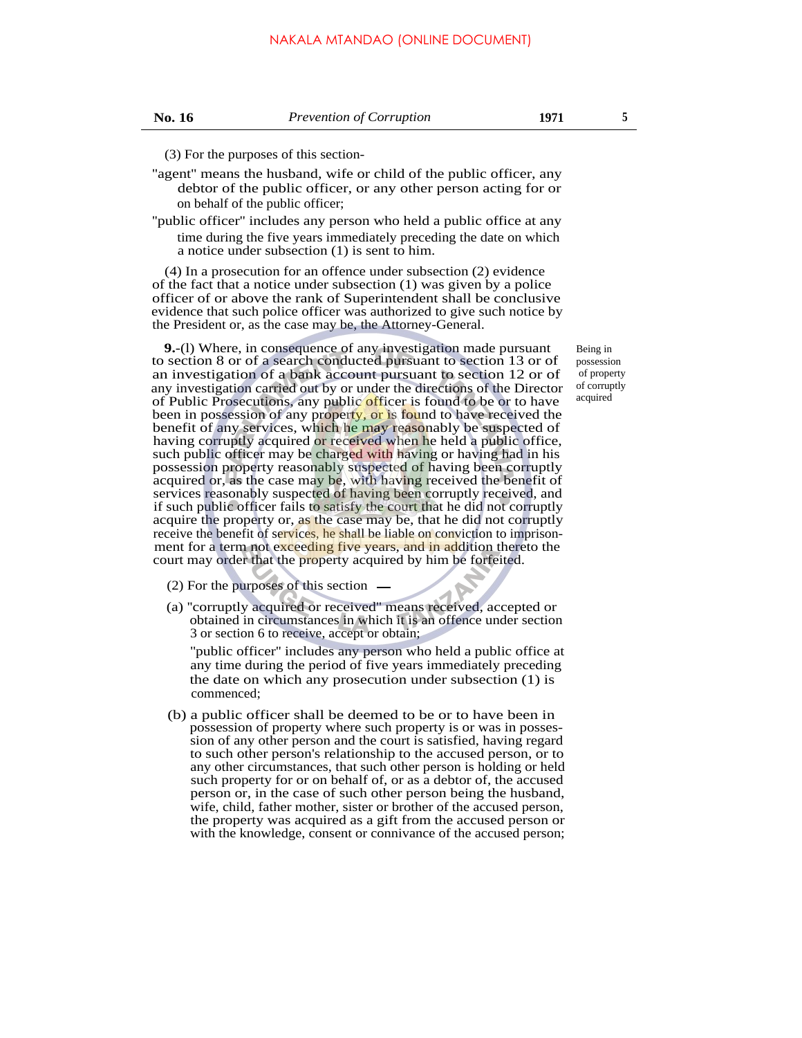(3) For the purposes of this section-

"agent" means the husband, wife or child of the public officer, any debtor of the public officer, or any other person acting for or on behalf of the public officer;

"public officer" includes any person who held a public office at any time during the five years immediately preceding the date on which a notice under subsection (1) is sent to him.

(4) In a prosecution for an offence under subsection (2) evidence of the fact that a notice under subsection (1) was given by a police officer of or above the rank of Superintendent shall be conclusive evidence that such police officer was authorized to give such notice by the President or, as the case may be, the Attorney-General.

*Being in possession of property of corruptly acquired*

**9.**-(l) Where, in consequence of any investigation made pursuant to section 8 or of a search conducted pursuant to section 13 or of an investigation of a bank account pursuant to section 12 or of any investigation carried out by or under the directions of the Director of Public Prosecutions, any public officer is found to be or to have been in possession of any property, or is found to have received the benefit of any services, which he may reasonably be suspected of having corruptly acquired or received when he held a public office, such public officer may be charged with having or having had in his possession property reasonably suspected of having been corruptly acquired or, as the case may be, with having received the benefit of services reasonably suspected of having been corruptly received, and if such public officer fails to satisfy the court that he did not corruptly acquire the property or, as the case may be, that he did not corruptly receive the benefit of services, he shall be liable on conviction to imprisonment for a term not exceeding five years, and in addition thereto the court may order that the property acquired by him be forfeited.

(2) For the purposes of this section —

(a) "corruptly acquired or received" means received, accepted or obtained in circumstances in which it is an offence under section 3 or section 6 to receive, accept or obtain;

"public officer" includes any person who held a public office at any time during the period of five years immediately preceding the date on which any prosecution under subsection (1) is commenced;

(b) a public officer shall be deemed to be or to have been in possession of property where such property is or was in possession of any other person and the court is satisfied, having regard to such other person's relationship to the accused person, or to any other circumstances, that such other person is holding or held such property for or on behalf of, or as a debtor of, the accused person or, in the case of such other person being the husband, wife, child, father mother, sister or brother of the accused person, the property was acquired as a gift from the accused person or with the knowledge, consent or connivance of the accused person;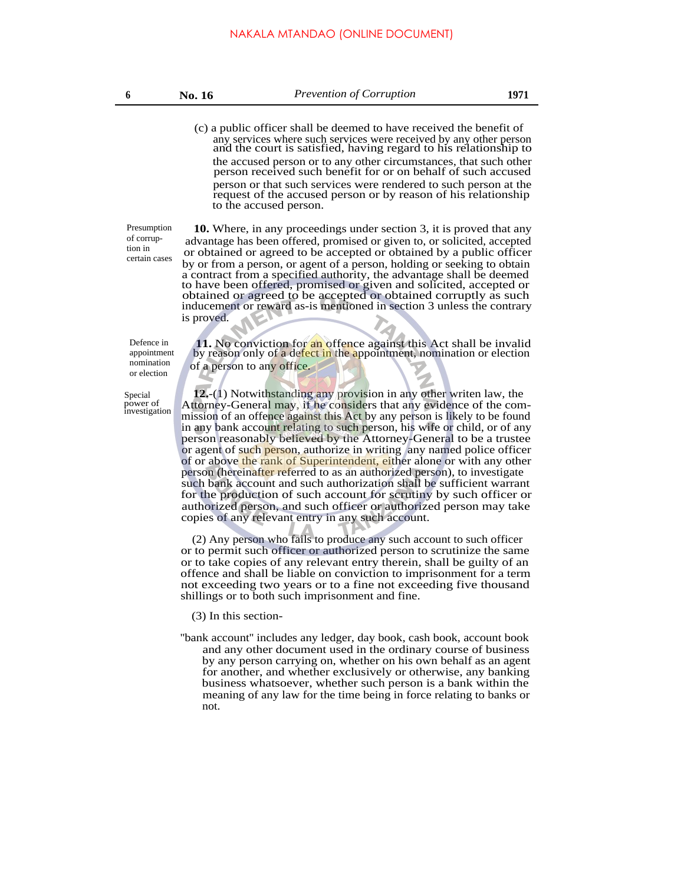(c) a public officer shall be deemed to have received the benefit of any services where such services were received by any other person and the court is satisfied, having regard to his relationship to the accused person or to any other circumstances, that such other person received such benefit for or on behalf of such accused person or that such services were rendered to such person at the request of the accused person or by reason of his relationship to the accused person.

Presumption of corruption in certain cases

**10.** Where, in any proceedings under section 3, it is proved that any advantage has been offered, promised or given to, or solicited, accepted or obtained or agreed to be accepted or obtained by a public officer by or from a person, or agent of a person, holding or seeking to obtain a contract from a specified authority, the advantage shall be deemed to have been offered, promised or given and solicited, accepted or obtained or agreed to be accepted or obtained corruptly as such inducement or reward as-is mentioned in section 3 unless the contrary is proved.

Defence in appointment nomination or election

**11.** No conviction for an offence against this Act shall be invalid by reason only of a defect in the appointment, nomination or election of a person to any office.

Special power of investigation

**12.**-(1) Notwithstanding any provision in any other writen law, the Attorney-General may, if he considers that any evidence of the commission of an offence against this Act by any person is likely to be found in any bank account relating to such person, his wife or child, or of any person reasonably believed by the Attorney-General to be a trustee or agent of such person, authorize in writing any named police officer of or above the rank of Superintendent, either alone or with any other person (hereinafter referred to as an authorized person), to investigate such bank account and such authorization shall be sufficient warrant for the production of such account for scrutiny by such officer or authorized person, and such officer or authorized person may take copies of any relevant entry in any such account.

(2) Any person who fails to produce any such account to such officer or to permit such officer or authorized person to scrutinize the same or to take copies of any relevant entry therein, shall be guilty of an offence and shall be liable on conviction to imprisonment for a term not exceeding two years or to a fine not exceeding five thousand shillings or to both such imprisonment and fine.

(3) In this section-

"bank account" includes any ledger, day book, cash book, account book and any other document used in the ordinary course of business by any person carrying on, whether on his own behalf as an agent for another, and whether exclusively or otherwise, any banking business whatsoever, whether such person is a bank within the meaning of any law for the time being in force relating to banks or not.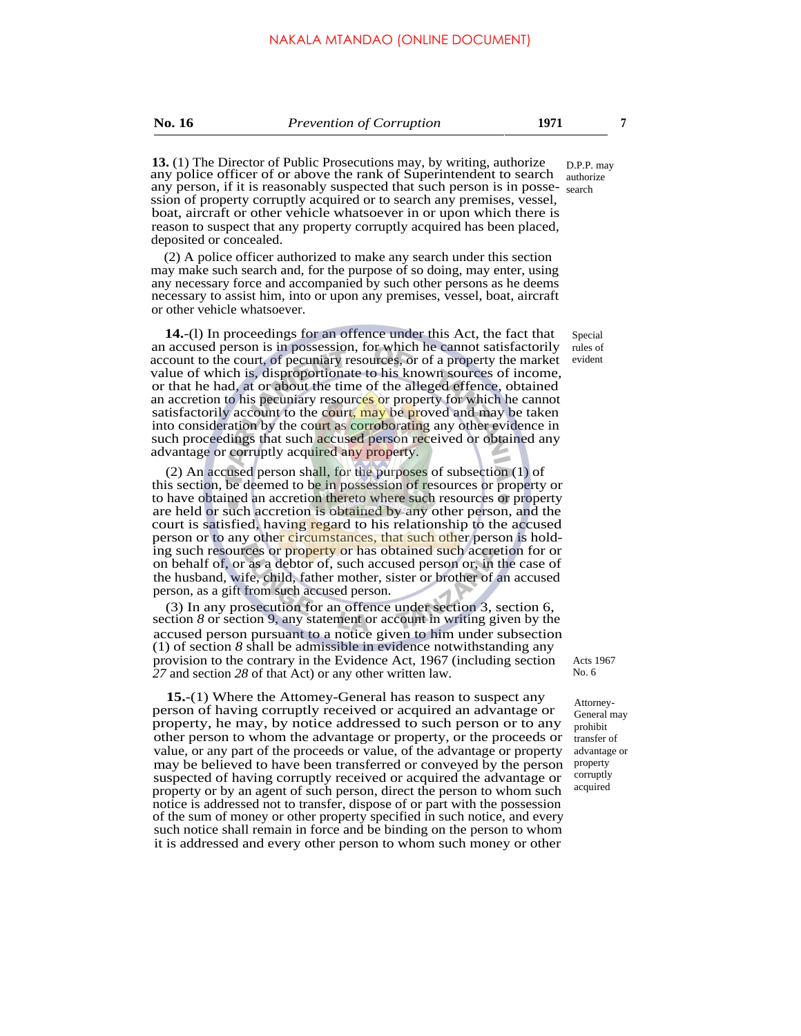**13.** (1) The Director of Public Prosecutions may, by writing, authorize any police officer of or above the rank of Superintendent to search any person, if it is reasonably suspected that such person is in possession of property corruptly acquired or to search any premises, vessel, boat, aircraft or other vehicle whatsoever in or upon which there is reason to suspect that any property corruptly acquired has been placed, deposited or concealed.

D.P.P. may authorize search

(2) A police officer authorized to make any search under this section may make such search and, for the purpose of so doing, may enter, using any necessary force and accompanied by such other persons as he deems necessary to assist him, into or upon any premises, vessel, boat, aircraft or other vehicle whatsoever.

**14.**-(l) In proceedings for an offence under this Act, the fact that an accused person is in possession, for which he cannot satisfactorily account to the court, of pecuniary resources, or of a property the market value of which is, disproportionate to his known sources of income, or that he had, at or about the time of the alleged offence, obtained an accretion to his pecuniary resources or property for which he cannot satisfactorily account to the court, may be proved and may be taken into consideration by the court as corroborating any other evidence in such proceedings that such accused person received or obtained any advantage or corruptly acquired any property.

Special rules of evident

(2) An accused person shall, for the purposes of subsection (1) of this section, be deemed to be in possession of resources or property or to have obtained an accretion thereto where such resources or property are held or such accretion is obtained by any other person, and the court is satisfied, having regard to his relationship to the accused person or to any other circumstances, that such other person is holding such resources or property or has obtained such accretion for or on behalf of, or as a debtor of, such accused person or, in the case of the husband, wife, child, father mother, sister or brother of an accused person, as a gift from such accused person.

(3) In any prosecution for an offence under section 3, section 6, section *8* or section 9, any statement or account in writing given by the accused person pursuant to a notice given to him under subsection (1) of section *8* shall be admissible in evidence notwithstanding any provision to the contrary in the Evidence Act, 1967 (including section *27* and section *28* of that Act) or any other written law.

Acts 1967 No. 6

**15.**-(1) Where the Attomey-General has reason to suspect any person of having corruptly received or acquired an advantage or property, he may, by notice addressed to such person or to any other person to whom the advantage or property, or the proceeds or value, or any part of the proceeds or value, of the advantage or property may be believed to have been transferred or conveyed by the person suspected of having corruptly received or acquired the advantage or property or by an agent of such person, direct the person to whom such notice is addressed not to transfer, dispose of or part with the possession of the sum of money or other property specified in such notice, and every such notice shall remain in force and be binding on the person to whom it is addressed and every other person to whom such money or other

Attorney-General may prohibit transfer of advantage or property corruptly acquired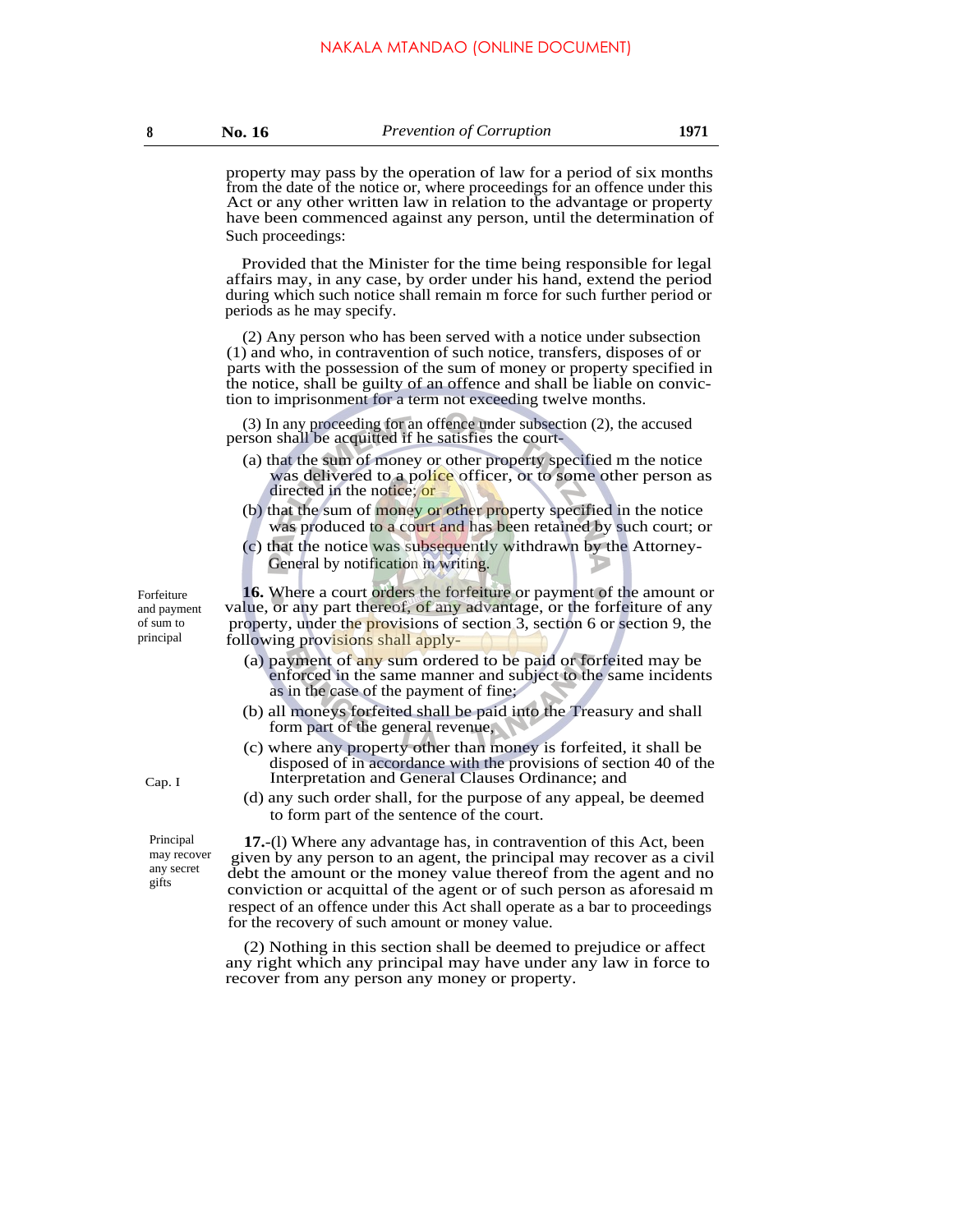property may pass by the operation of law for a period of six months from the date of the notice or, where proceedings for an offence under this Act or any other written law in relation to the advantage or property have been commenced against any person, until the determination of Such proceedings:

Provided that the Minister for the time being responsible for legal affairs may, in any case, by order under his hand, extend the period during which such notice shall remain m force for such further period or periods as he may specify.

(2) Any person who has been served with a notice under subsection (1) and who, in contravention of such notice, transfers, disposes of or parts with the possession of the sum of money or property specified in the notice, shall be guilty of an offence and shall be liable on conviction to imprisonment for a term not exceeding twelve months.

(3) In any proceeding for an offence under subsection (2), the accused person shall be acquitted if he satisfies the court-

(a) that the sum of money or other property specified m the notice was delivered to a police officer, or to some other person as directed in the notice; or

(b) that the sum of money or other property specified in the notice was produced to a court and has been retained by such court; or

(c) that the notice was subsequently withdrawn by the Attorney-General by notification in writing.

Forfeiture and payment of sum to principal

**16.** Where a court orders the forfeiture or payment of the amount or value, or any part thereof, of any advantage, or the forfeiture of any property, under the provisions of section 3, section 6 or section 9, the following provisions shall apply-

(a) payment of any sum ordered to be paid or forfeited may be enforced in the same manner and subject to the same incidents as in the case of the payment of fine;

(b) all moneys forfeited shall be paid into the Treasury and shall form part of the general revenue,

(c) where any property other than money is forfeited, it shall be disposed of in accordance with the provisions of section 40 of the Interpretation and General Clauses Ordinance; and

Cap. I

(d) any such order shall, for the purpose of any appeal, be deemed to form part of the sentence of the court.

Principal may recover any secret gifts

**17.**-(l) Where any advantage has, in contravention of this Act, been given by any person to an agent, the principal may recover as a civil debt the amount or the money value thereof from the agent and no conviction or acquittal of the agent or of such person as aforesaid m respect of an offence under this Act shall operate as a bar to proceedings for the recovery of such amount or money value.

(2) Nothing in this section shall be deemed to prejudice or affect any right which any principal may have under any law in force to recover from any person any money or property.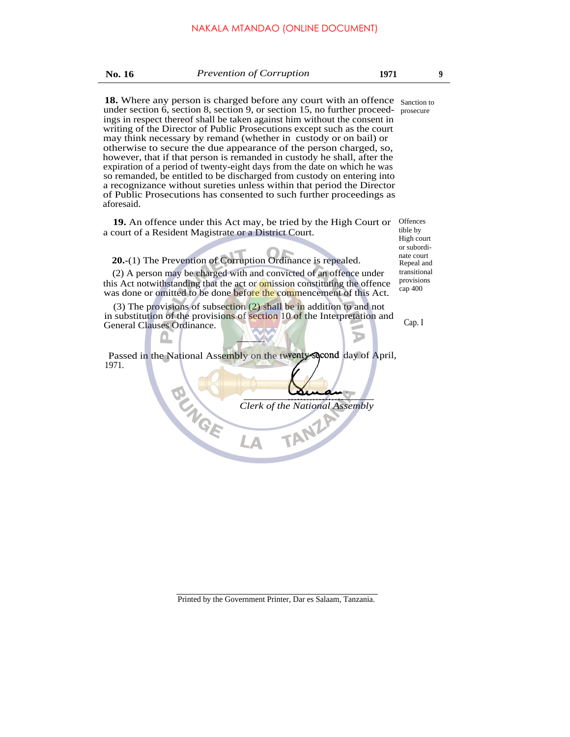**18.** Where any person is charged before any court with an offence under section 6, section 8, section 9, or section 15, no further proceedings in respect thereof shall be taken against him without the consent in writing of the Director of Public Prosecutions except such as the court may think necessary by remand (whether in custody or on bail) or otherwise to secure the due appearance of the person charged, so, however, that if that person is remanded in custody he shall, after the expiration of a period of twenty-eight days from the date on which he was so remanded, be entitled to be discharged from custody on entering into a recognizance without sureties unless within that period the Director of Public Prosecutions has consented to such further proceedings as aforesaid.

Sanction to prosecure

**19.** An offence under this Act may, be tried by the High Court or a court of a Resident Magistrate or a District Court.

Offences tible by High court or subordinate court

**20.**-(1) The Prevention of Corruption Ordinance is repealed.

Repeal and transitional provisions cap 400

(2) A person may be charged with and convicted of an offence under this Act notwithstanding that the act or omission constituting the offence was done or omitted to be done before the commencement of this Act.

(3) The provisions of subsection (2) shall be in addition to and not in substitution of the provisions of section 10 of the Interpretation and General Clauses Ordinance.

Cap. I

Passed in the National Assembly on the twenty-second day of April, 1971.

*Clerk of the National Assembly*

Printed by the Government Printer, Dar es Salaam, Tanzania.